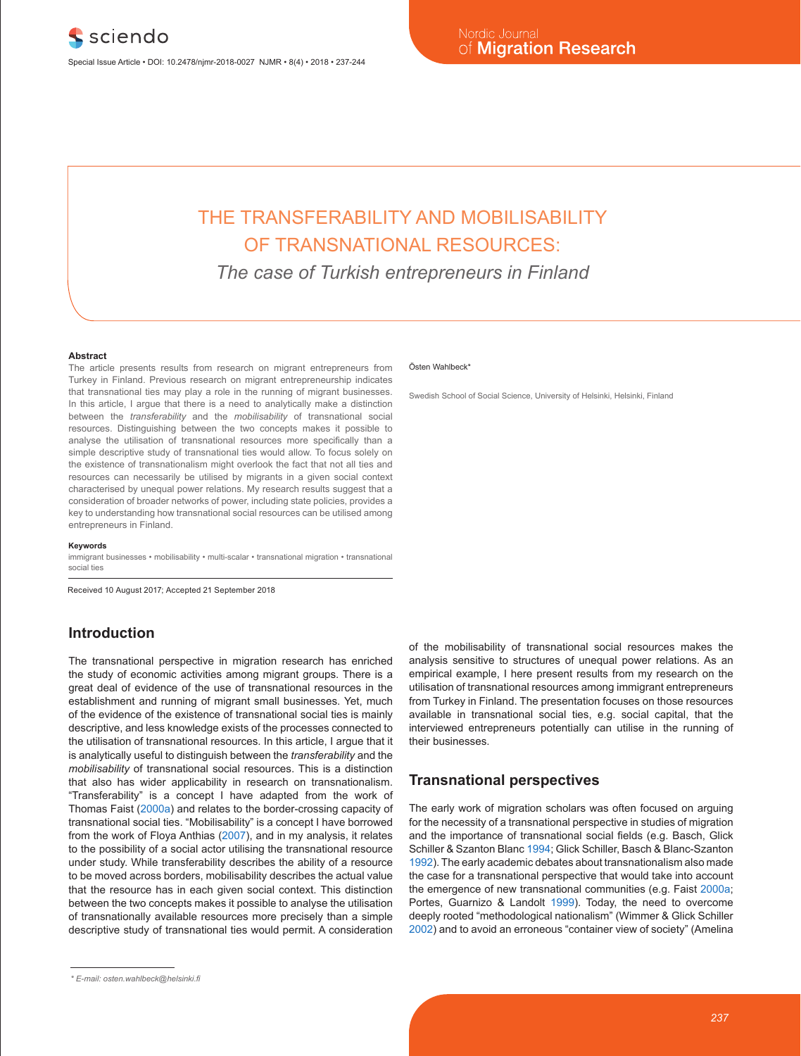# THE TRANSFERABILITY AND MOBILISABILITY OF TRANSNATIONAL RESOURCES:

*The case of Turkish entrepreneurs in Finland*

Östen Wahlbeck*

Swedish School of Social Science, University of Helsinki, Helsinki, Finland

**Abstract**

The article presents results from research on migrant entrepreneurs from Turkey in Finland. Previous research on migrant entrepreneurship indicates that transnational ties may play a role in the running of migrant businesses. In this article, I argue that there is a need to analytically make a distinction between the *transferability* and the *mobilisability* of transnational social resources. Distinguishing between the two concepts makes it possible to analyse the utilisation of transnational resources more specifically than a simple descriptive study of transnational ties would allow. To focus solely on the existence of transnationalism might overlook the fact that not all ties and resources can necessarily be utilised by migrants in a given social context characterised by unequal power relations. My research results suggest that a consideration of broader networks of power, including state policies, provides a key to understanding how transnational social resources can be utilised among entrepreneurs in Finland.

**Keywords**

immigrant businesses • mobilisability • multi-scalar • transnational migration • transnational social ties

Received 10 August 2017; Accepted 21 September 2018

## Introduction

The transnational perspective in migration research has enriched the study of economic activities among migrant groups. There is a great deal of evidence of the use of transnational resources in the establishment and running of migrant small businesses. Yet, much of the evidence of the existence of transnational social ties is mainly descriptive, and less knowledge exists of the processes connected to the utilisation of transnational resources. In this article, I argue that it is analytically useful to distinguish between the *transferability* and the *mobilisability* of transnational social resources. This is a distinction that also has wider applicability in research on transnationalism. "Transferability" is a concept I have adapted from the work of Thomas Faist (2000a) and relates to the border-crossing capacity of transnational social ties. "Mobilisability" is a concept I have borrowed from the work of Floya Anthias (2007), and in my analysis, it relates to the possibility of a social actor utilising the transnational resource under study. While transferability describes the ability of a resource to be moved across borders, mobilisability describes the actual value that the resource has in each given social context. This distinction between the two concepts makes it possible to analyse the utilisation of transnationally available resources more precisely than a simple descriptive study of transnational ties would permit. A consideration of the mobilisability of transnational social resources makes the analysis sensitive to structures of unequal power relations. As an empirical example, I here present results from my research on the utilisation of transnational resources among immigrant entrepreneurs from Turkey in Finland. The presentation focuses on those resources available in transnational social ties, e.g. social capital, that the interviewed entrepreneurs potentially can utilise in the running of their businesses.

## Transnational perspectives

The early work of migration scholars was often focused on arguing for the necessity of a transnational perspective in studies of migration and the importance of transnational social fields (e.g. Basch, Glick Schiller & Szanton Blanc 1994; Glick Schiller, Basch & Blanc-Szanton 1992). The early academic debates about transnationalism also made the case for a transnational perspective that would take into account the emergence of new transnational communities (e.g. Faist 2000a; Portes, Guarnizo & Landolt 1999). Today, the need to overcome deeply rooted "methodological nationalism" (Wimmer & Glick Schiller 2002) and to avoid an erroneous "container view of society" (Amelina

* E-mail: osten.wahlbeck@helsinki.fi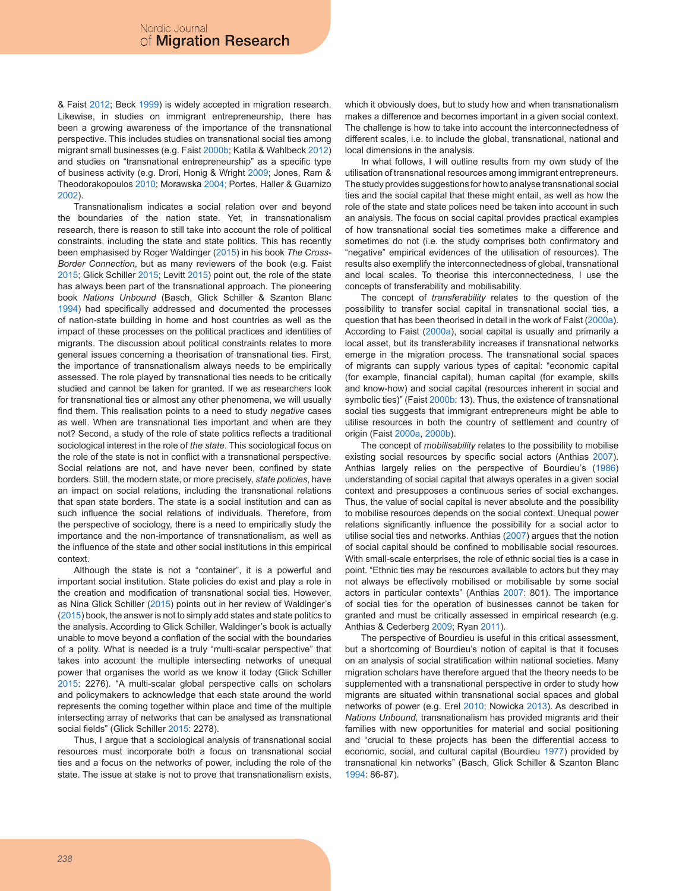& Faist 2012; Beck 1999) is widely accepted in migration research. Likewise, in studies on immigrant entrepreneurship, there has been a growing awareness of the importance of the transnational perspective. This includes studies on transnational social ties among migrant small businesses (e.g. Faist 2000b; Katila & Wahlbeck 2012) and studies on "transnational entrepreneurship" as a specific type of business activity (e.g. Drori, Honig & Wright 2009; Jones, Ram & Theodorakopoulos 2010; Morawska 2004; Portes, Haller & Guarnizo 2002).

Transnationalism indicates a social relation over and beyond the boundaries of the nation state. Yet, in transnationalism research, there is reason to still take into account the role of political constraints, including the state and state politics. This has recently been emphasised by Roger Waldinger (2015) in his book *The Cross-Border Connection*, but as many reviewers of the book (e.g. Faist 2015; Glick Schiller 2015; Levitt 2015) point out, the role of the state has always been part of the transnational approach. The pioneering book *Nations Unbound* (Basch, Glick Schiller & Szanton Blanc 1994) had specifically addressed and documented the processes of nation-state building in home and host countries as well as the impact of these processes on the political practices and identities of migrants. The discussion about political constraints relates to more general issues concerning a theorisation of transnational ties. First, the importance of transnationalism always needs to be empirically assessed. The role played by transnational ties needs to be critically studied and cannot be taken for granted. If we as researchers look for transnational ties or almost any other phenomena, we will usually find them. This realisation points to a need to study *negative* cases as well. When are transnational ties important and when are they not? Second, a study of the role of state politics reflects a traditional sociological interest in the role of *the state*. This sociological focus on the role of the state is not in conflict with a transnational perspective. Social relations are not, and have never been, confined by state borders. Still, the modern state, or more precisely, *state policies*, have an impact on social relations, including the transnational relations that span state borders. The state is a social institution and can as such influence the social relations of individuals. Therefore, from the perspective of sociology, there is a need to empirically study the importance and the non-importance of transnationalism, as well as the influence of the state and other social institutions in this empirical context.

Although the state is not a "container", it is a powerful and important social institution. State policies do exist and play a role in the creation and modification of transnational social ties. However, as Nina Glick Schiller (2015) points out in her review of Waldinger's (2015) book, the answer is not to simply add states and state politics to the analysis. According to Glick Schiller, Waldinger's book is actually unable to move beyond a conflation of the social with the boundaries of a polity. What is needed is a truly "multi-scalar perspective" that takes into account the multiple intersecting networks of unequal power that organises the world as we know it today (Glick Schiller 2015: 2276). "A multi-scalar global perspective calls on scholars and policymakers to acknowledge that each state around the world represents the coming together within place and time of the multiple intersecting array of networks that can be analysed as transnational social fields" (Glick Schiller 2015: 2278).

Thus, I argue that a sociological analysis of transnational social resources must incorporate both a focus on transnational social ties and a focus on the networks of power, including the role of the state. The issue at stake is not to prove that transnationalism exists, which it obviously does, but to study how and when transnationalism makes a difference and becomes important in a given social context. The challenge is how to take into account the interconnectedness of different scales, i.e. to include the global, transnational, national and local dimensions in the analysis.

In what follows, I will outline results from my own study of the utilisation of transnational resources among immigrant entrepreneurs. The study provides suggestions for how to analyse transnational social ties and the social capital that these might entail, as well as how the role of the state and state polices need be taken into account in such an analysis. The focus on social capital provides practical examples of how transnational social ties sometimes make a difference and sometimes do not (i.e. the study comprises both confirmatory and "negative" empirical evidences of the utilisation of resources). The results also exemplify the interconnectedness of global, transnational and local scales. To theorise this interconnectedness, I use the concepts of transferability and mobilisability.

The concept of *transferability* relates to the question of the possibility to transfer social capital in transnational social ties, a question that has been theorised in detail in the work of Faist (2000a). According to Faist (2000a), social capital is usually and primarily a local asset, but its transferability increases if transnational networks emerge in the migration process. The transnational social spaces of migrants can supply various types of capital: "economic capital (for example, financial capital), human capital (for example, skills and know-how) and social capital (resources inherent in social and symbolic ties)" (Faist 2000b: 13). Thus, the existence of transnational social ties suggests that immigrant entrepreneurs might be able to utilise resources in both the country of settlement and country of origin (Faist 2000a, 2000b).

The concept of *mobilisability* relates to the possibility to mobilise existing social resources by specific social actors (Anthias 2007). Anthias largely relies on the perspective of Bourdieu's (1986) understanding of social capital that always operates in a given social context and presupposes a continuous series of social exchanges. Thus, the value of social capital is never absolute and the possibility to mobilise resources depends on the social context. Unequal power relations significantly influence the possibility for a social actor to utilise social ties and networks. Anthias (2007) argues that the notion of social capital should be confined to mobilisable social resources. With small-scale enterprises, the role of ethnic social ties is a case in point. "Ethnic ties may be resources available to actors but they may not always be effectively mobilised or mobilisable by some social actors in particular contexts" (Anthias 2007: 801). The importance of social ties for the operation of businesses cannot be taken for granted and must be critically assessed in empirical research (e.g. Anthias & Cederberg 2009; Ryan 2011).

The perspective of Bourdieu is useful in this critical assessment, but a shortcoming of Bourdieu's notion of capital is that it focuses on an analysis of social stratification within national societies. Many migration scholars have therefore argued that the theory needs to be supplemented with a transnational perspective in order to study how migrants are situated within transnational social spaces and global networks of power (e.g. Erel 2010; Nowicka 2013). As described in *Nations Unbound,* transnationalism has provided migrants and their families with new opportunities for material and social positioning and "crucial to these projects has been the differential access to economic, social, and cultural capital (Bourdieu 1977) provided by transnational kin networks" (Basch, Glick Schiller & Szanton Blanc 1994: 86-87).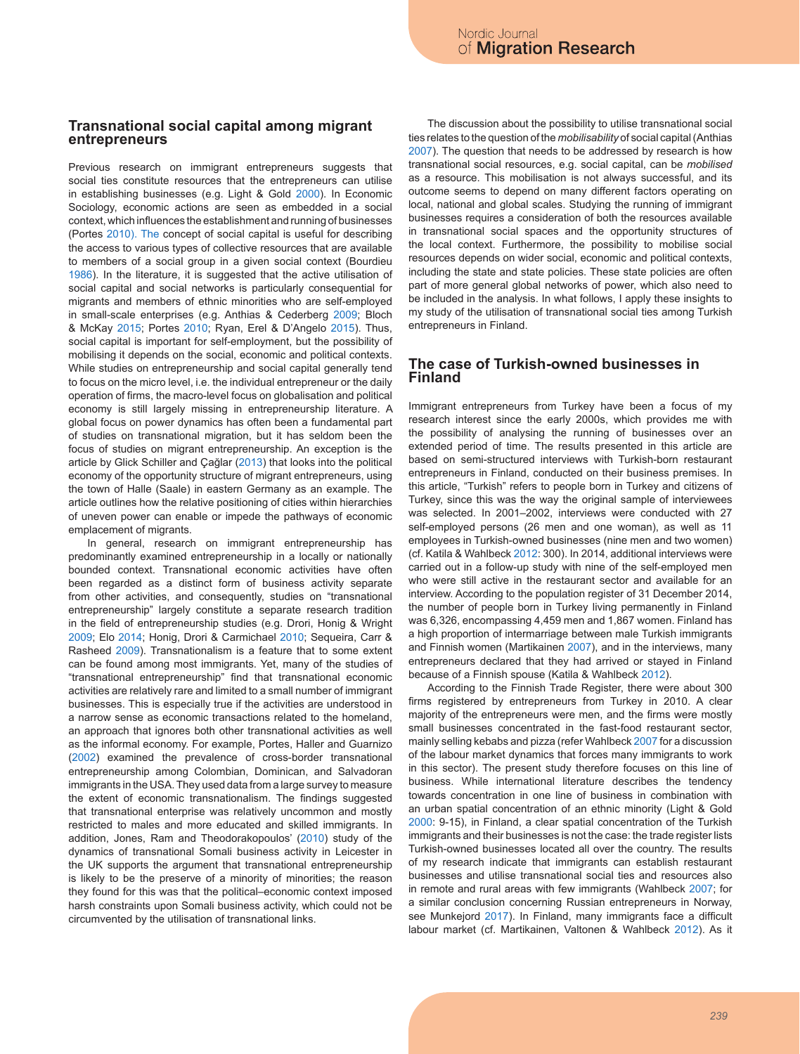## Transnational social capital among migrant entrepreneurs

Previous research on immigrant entrepreneurs suggests that social ties constitute resources that the entrepreneurs can utilise in establishing businesses (e.g. Light & Gold 2000). In Economic Sociology, economic actions are seen as embedded in a social context, which influences the establishment and running of businesses (Portes 2010). The concept of social capital is useful for describing the access to various types of collective resources that are available to members of a social group in a given social context (Bourdieu 1986). In the literature, it is suggested that the active utilisation of social capital and social networks is particularly consequential for migrants and members of ethnic minorities who are self-employed in small-scale enterprises (e.g. Anthias & Cederberg 2009; Bloch & McKay 2015; Portes 2010; Ryan, Erel & D'Angelo 2015). Thus, social capital is important for self-employment, but the possibility of mobilising it depends on the social, economic and political contexts. While studies on entrepreneurship and social capital generally tend to focus on the micro level, i.e. the individual entrepreneur or the daily operation of firms, the macro-level focus on globalisation and political economy is still largely missing in entrepreneurship literature. A global focus on power dynamics has often been a fundamental part of studies on transnational migration, but it has seldom been the focus of studies on migrant entrepreneurship. An exception is the article by Glick Schiller and Çağlar (2013) that looks into the political economy of the opportunity structure of migrant entrepreneurs, using the town of Halle (Saale) in eastern Germany as an example. The article outlines how the relative positioning of cities within hierarchies of uneven power can enable or impede the pathways of economic emplacement of migrants.

In general, research on immigrant entrepreneurship has predominantly examined entrepreneurship in a locally or nationally bounded context. Transnational economic activities have often been regarded as a distinct form of business activity separate from other activities, and consequently, studies on "transnational entrepreneurship" largely constitute a separate research tradition in the field of entrepreneurship studies (e.g. Drori, Honig & Wright 2009; Elo 2014; Honig, Drori & Carmichael 2010; Sequeira, Carr & Rasheed 2009). Transnationalism is a feature that to some extent can be found among most immigrants. Yet, many of the studies of "transnational entrepreneurship" find that transnational economic activities are relatively rare and limited to a small number of immigrant businesses. This is especially true if the activities are understood in a narrow sense as economic transactions related to the homeland, an approach that ignores both other transnational activities as well as the informal economy. For example, Portes, Haller and Guarnizo (2002) examined the prevalence of cross-border transnational entrepreneurship among Colombian, Dominican, and Salvadoran immigrants in the USA. They used data from a large survey to measure the extent of economic transnationalism. The findings suggested that transnational enterprise was relatively uncommon and mostly restricted to males and more educated and skilled immigrants. In addition, Jones, Ram and Theodorakopoulos' (2010) study of the dynamics of transnational Somali business activity in Leicester in the UK supports the argument that transnational entrepreneurship is likely to be the preserve of a minority of minorities; the reason they found for this was that the political–economic context imposed harsh constraints upon Somali business activity, which could not be circumvented by the utilisation of transnational links.

The discussion about the possibility to utilise transnational social ties relates to the question of the *mobilisability* of social capital (Anthias 2007). The question that needs to be addressed by research is how transnational social resources, e.g. social capital, can be *mobilised* as a resource. This mobilisation is not always successful, and its outcome seems to depend on many different factors operating on local, national and global scales. Studying the running of immigrant businesses requires a consideration of both the resources available in transnational social spaces and the opportunity structures of the local context. Furthermore, the possibility to mobilise social resources depends on wider social, economic and political contexts, including the state and state policies. These state policies are often part of more general global networks of power, which also need to be included in the analysis. In what follows, I apply these insights to my study of the utilisation of transnational social ties among Turkish entrepreneurs in Finland.

## The case of Turkish-owned businesses in Finland

Immigrant entrepreneurs from Turkey have been a focus of my research interest since the early 2000s, which provides me with the possibility of analysing the running of businesses over an extended period of time. The results presented in this article are based on semi-structured interviews with Turkish-born restaurant entrepreneurs in Finland, conducted on their business premises. In this article, "Turkish" refers to people born in Turkey and citizens of Turkey, since this was the way the original sample of interviewees was selected. In 2001–2002, interviews were conducted with 27 self-employed persons (26 men and one woman), as well as 11 employees in Turkish-owned businesses (nine men and two women) (cf. Katila & Wahlbeck 2012: 300). In 2014, additional interviews were carried out in a follow-up study with nine of the self-employed men who were still active in the restaurant sector and available for an interview. According to the population register of 31 December 2014, the number of people born in Turkey living permanently in Finland was 6,326, encompassing 4,459 men and 1,867 women. Finland has a high proportion of intermarriage between male Turkish immigrants and Finnish women (Martikainen 2007), and in the interviews, many entrepreneurs declared that they had arrived or stayed in Finland because of a Finnish spouse (Katila & Wahlbeck 2012).

According to the Finnish Trade Register, there were about 300 firms registered by entrepreneurs from Turkey in 2010. A clear majority of the entrepreneurs were men, and the firms were mostly small businesses concentrated in the fast-food restaurant sector, mainly selling kebabs and pizza (refer Wahlbeck 2007 for a discussion of the labour market dynamics that forces many immigrants to work in this sector). The present study therefore focuses on this line of business. While international literature describes the tendency towards concentration in one line of business in combination with an urban spatial concentration of an ethnic minority (Light & Gold 2000: 9-15), in Finland, a clear spatial concentration of the Turkish immigrants and their businesses is not the case: the trade register lists Turkish-owned businesses located all over the country. The results of my research indicate that immigrants can establish restaurant businesses and utilise transnational social ties and resources also in remote and rural areas with few immigrants (Wahlbeck 2007; for a similar conclusion concerning Russian entrepreneurs in Norway, see Munkejord 2017). In Finland, many immigrants face a difficult labour market (cf. Martikainen, Valtonen & Wahlbeck 2012). As it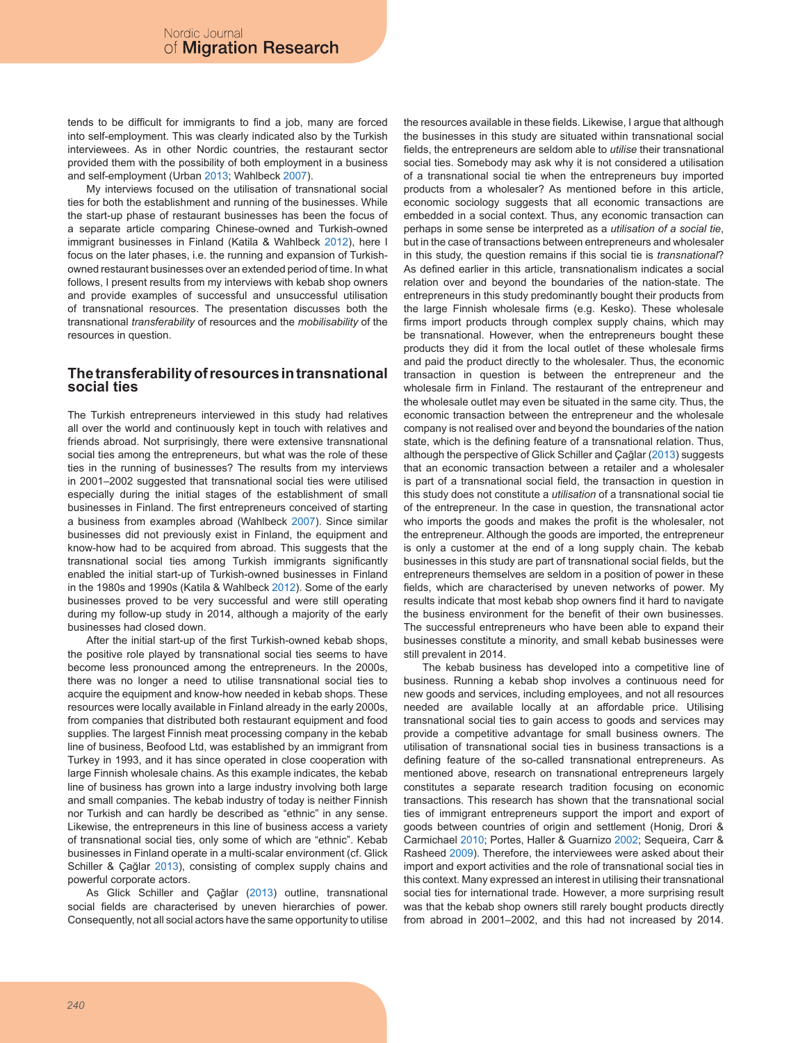tends to be difficult for immigrants to find a job, many are forced into self-employment. This was clearly indicated also by the Turkish interviewees. As in other Nordic countries, the restaurant sector provided them with the possibility of both employment in a business and self-employment (Urban 2013; Wahlbeck 2007).

My interviews focused on the utilisation of transnational social ties for both the establishment and running of the businesses. While the start-up phase of restaurant businesses has been the focus of a separate article comparing Chinese-owned and Turkish-owned immigrant businesses in Finland (Katila & Wahlbeck 2012), here I focus on the later phases, i.e. the running and expansion of Turkish-owned restaurant businesses over an extended period of time. In what follows, I present results from my interviews with kebab shop owners and provide examples of successful and unsuccessful utilisation of transnational resources. The presentation discusses both the transnational *transferability* of resources and the *mobilisability* of the resources in question.

## The transferability of resources in transnational social ties

The Turkish entrepreneurs interviewed in this study had relatives all over the world and continuously kept in touch with relatives and friends abroad. Not surprisingly, there were extensive transnational social ties among the entrepreneurs, but what was the role of these ties in the running of businesses? The results from my interviews in 2001–2002 suggested that transnational social ties were utilised especially during the initial stages of the establishment of small businesses in Finland. The first entrepreneurs conceived of starting a business from examples abroad (Wahlbeck 2007). Since similar businesses did not previously exist in Finland, the equipment and know-how had to be acquired from abroad. This suggests that the transnational social ties among Turkish immigrants significantly enabled the initial start-up of Turkish-owned businesses in Finland in the 1980s and 1990s (Katila & Wahlbeck 2012). Some of the early businesses proved to be very successful and were still operating during my follow-up study in 2014, although a majority of the early businesses had closed down.

After the initial start-up of the first Turkish-owned kebab shops, the positive role played by transnational social ties seems to have become less pronounced among the entrepreneurs. In the 2000s, there was no longer a need to utilise transnational social ties to acquire the equipment and know-how needed in kebab shops. These resources were locally available in Finland already in the early 2000s, from companies that distributed both restaurant equipment and food supplies. The largest Finnish meat processing company in the kebab line of business, Beofood Ltd, was established by an immigrant from Turkey in 1993, and it has since operated in close cooperation with large Finnish wholesale chains. As this example indicates, the kebab line of business has grown into a large industry involving both large and small companies. The kebab industry of today is neither Finnish nor Turkish and can hardly be described as "ethnic" in any sense. Likewise, the entrepreneurs in this line of business access a variety of transnational social ties, only some of which are "ethnic". Kebab businesses in Finland operate in a multi-scalar environment (cf. Glick Schiller & Çağlar 2013), consisting of complex supply chains and powerful corporate actors.

As Glick Schiller and Çağlar (2013) outline, transnational social fields are characterised by uneven hierarchies of power. Consequently, not all social actors have the same opportunity to utilise the resources available in these fields. Likewise, I argue that although the businesses in this study are situated within transnational social fields, the entrepreneurs are seldom able to *utilise* their transnational social ties. Somebody may ask why it is not considered a utilisation of a transnational social tie when the entrepreneurs buy imported products from a wholesaler? As mentioned before in this article, economic sociology suggests that all economic transactions are embedded in a social context. Thus, any economic transaction can perhaps in some sense be interpreted as a *utilisation of a social tie*, but in the case of transactions between entrepreneurs and wholesaler in this study, the question remains if this social tie is *transnational*? As defined earlier in this article, transnationalism indicates a social relation over and beyond the boundaries of the nation-state. The entrepreneurs in this study predominantly bought their products from the large Finnish wholesale firms (e.g. Kesko). These wholesale firms import products through complex supply chains, which may be transnational. However, when the entrepreneurs bought these products they did it from the local outlet of these wholesale firms and paid the product directly to the wholesaler. Thus, the economic transaction in question is between the entrepreneur and the wholesale firm in Finland. The restaurant of the entrepreneur and the wholesale outlet may even be situated in the same city. Thus, the economic transaction between the entrepreneur and the wholesale company is not realised over and beyond the boundaries of the nation state, which is the defining feature of a transnational relation. Thus, although the perspective of Glick Schiller and Çağlar (2013) suggests that an economic transaction between a retailer and a wholesaler is part of a transnational social field, the transaction in question in this study does not constitute a *utilisation* of a transnational social tie of the entrepreneur. In the case in question, the transnational actor who imports the goods and makes the profit is the wholesaler, not the entrepreneur. Although the goods are imported, the entrepreneur is only a customer at the end of a long supply chain. The kebab businesses in this study are part of transnational social fields, but the entrepreneurs themselves are seldom in a position of power in these fields, which are characterised by uneven networks of power. My results indicate that most kebab shop owners find it hard to navigate the business environment for the benefit of their own businesses. The successful entrepreneurs who have been able to expand their businesses constitute a minority, and small kebab businesses were still prevalent in 2014.

The kebab business has developed into a competitive line of business. Running a kebab shop involves a continuous need for new goods and services, including employees, and not all resources needed are available locally at an affordable price. Utilising transnational social ties to gain access to goods and services may provide a competitive advantage for small business owners. The utilisation of transnational social ties in business transactions is a defining feature of the so-called transnational entrepreneurs. As mentioned above, research on transnational entrepreneurs largely constitutes a separate research tradition focusing on economic transactions. This research has shown that the transnational social ties of immigrant entrepreneurs support the import and export of goods between countries of origin and settlement (Honig, Drori & Carmichael 2010; Portes, Haller & Guarnizo 2002; Sequeira, Carr & Rasheed 2009). Therefore, the interviewees were asked about their import and export activities and the role of transnational social ties in this context. Many expressed an interest in utilising their transnational social ties for international trade. However, a more surprising result was that the kebab shop owners still rarely bought products directly from abroad in 2001–2002, and this had not increased by 2014.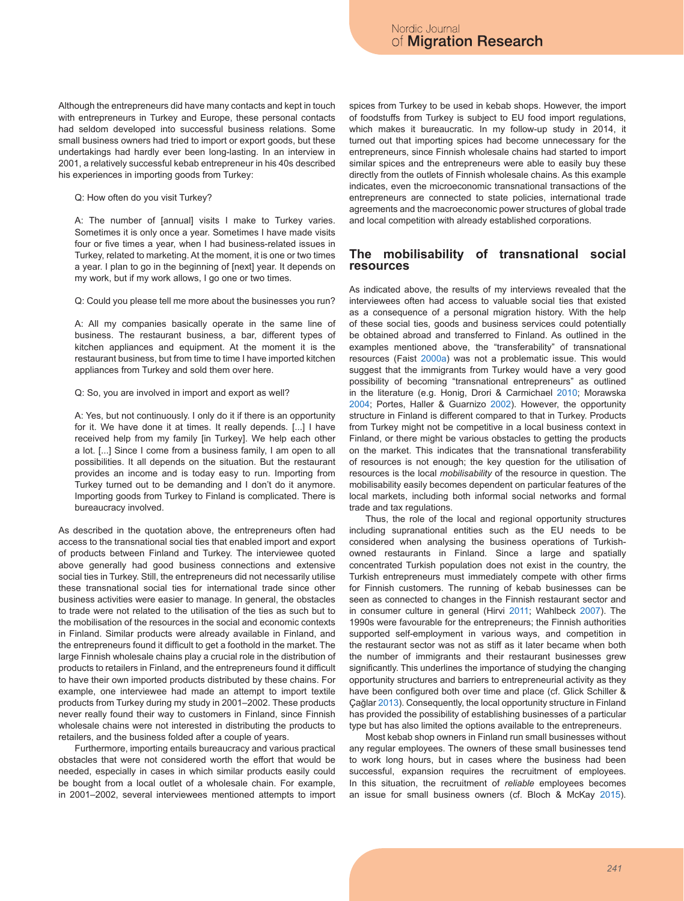Although the entrepreneurs did have many contacts and kept in touch with entrepreneurs in Turkey and Europe, these personal contacts had seldom developed into successful business relations. Some small business owners had tried to import or export goods, but these undertakings had hardly ever been long-lasting. In an interview in 2001, a relatively successful kebab entrepreneur in his 40s described his experiences in importing goods from Turkey:

> Q: How often do you visit Turkey?
>
> A: The number of [annual] visits I make to Turkey varies. Sometimes it is only once a year. Sometimes I have made visits four or five times a year, when I had business-related issues in Turkey, related to marketing. At the moment, it is one or two times a year. I plan to go in the beginning of [next] year. It depends on my work, but if my work allows, I go one or two times.
>
> Q: Could you please tell me more about the businesses you run?
>
> A: All my companies basically operate in the same line of business. The restaurant business, a bar, different types of kitchen appliances and equipment. At the moment it is the restaurant business, but from time to time I have imported kitchen appliances from Turkey and sold them over here.
>
> Q: So, you are involved in import and export as well?
>
> A: Yes, but not continuously. I only do it if there is an opportunity for it. We have done it at times. It really depends. [...] I have received help from my family [in Turkey]. We help each other a lot. [...] Since I come from a business family, I am open to all possibilities. It all depends on the situation. But the restaurant provides an income and is today easy to run. Importing from Turkey turned out to be demanding and I don't do it anymore. Importing goods from Turkey to Finland is complicated. There is bureaucracy involved.

As described in the quotation above, the entrepreneurs often had access to the transnational social ties that enabled import and export of products between Finland and Turkey. The interviewee quoted above generally had good business connections and extensive social ties in Turkey. Still, the entrepreneurs did not necessarily utilise these transnational social ties for international trade since other business activities were easier to manage. In general, the obstacles to trade were not related to the utilisation of the ties as such but to the mobilisation of the resources in the social and economic contexts in Finland. Similar products were already available in Finland, and the entrepreneurs found it difficult to get a foothold in the market. The large Finnish wholesale chains play a crucial role in the distribution of products to retailers in Finland, and the entrepreneurs found it difficult to have their own imported products distributed by these chains. For example, one interviewee had made an attempt to import textile products from Turkey during my study in 2001–2002. These products never really found their way to customers in Finland, since Finnish wholesale chains were not interested in distributing the products to retailers, and the business folded after a couple of years.

Furthermore, importing entails bureaucracy and various practical obstacles that were not considered worth the effort that would be needed, especially in cases in which similar products easily could be bought from a local outlet of a wholesale chain. For example, in 2001–2002, several interviewees mentioned attempts to import spices from Turkey to be used in kebab shops. However, the import of foodstuffs from Turkey is subject to EU food import regulations, which makes it bureaucratic. In my follow-up study in 2014, it turned out that importing spices had become unnecessary for the entrepreneurs, since Finnish wholesale chains had started to import similar spices and the entrepreneurs were able to easily buy these directly from the outlets of Finnish wholesale chains. As this example indicates, even the microeconomic transnational transactions of the entrepreneurs are connected to state policies, international trade agreements and the macroeconomic power structures of global trade and local competition with already established corporations.

## The mobilisability of transnational social resources

As indicated above, the results of my interviews revealed that the interviewees often had access to valuable social ties that existed as a consequence of a personal migration history. With the help of these social ties, goods and business services could potentially be obtained abroad and transferred to Finland. As outlined in the examples mentioned above, the "transferability" of transnational resources (Faist 2000a) was not a problematic issue. This would suggest that the immigrants from Turkey would have a very good possibility of becoming "transnational entrepreneurs" as outlined in the literature (e.g. Honig, Drori & Carmichael 2010; Morawska 2004; Portes, Haller & Guarnizo 2002). However, the opportunity structure in Finland is different compared to that in Turkey. Products from Turkey might not be competitive in a local business context in Finland, or there might be various obstacles to getting the products on the market. This indicates that the transnational transferability of resources is not enough; the key question for the utilisation of resources is the local *mobilisability* of the resource in question. The mobilisability easily becomes dependent on particular features of the local markets, including both informal social networks and formal trade and tax regulations.

Thus, the role of the local and regional opportunity structures including supranational entities such as the EU needs to be considered when analysing the business operations of Turkish-owned restaurants in Finland. Since a large and spatially concentrated Turkish population does not exist in the country, the Turkish entrepreneurs must immediately compete with other firms for Finnish customers. The running of kebab businesses can be seen as connected to changes in the Finnish restaurant sector and in consumer culture in general (Hirvi 2011; Wahlbeck 2007). The 1990s were favourable for the entrepreneurs; the Finnish authorities supported self-employment in various ways, and competition in the restaurant sector was not as stiff as it later became when both the number of immigrants and their restaurant businesses grew significantly. This underlines the importance of studying the changing opportunity structures and barriers to entrepreneurial activity as they have been configured both over time and place (cf. Glick Schiller & Çağlar 2013). Consequently, the local opportunity structure in Finland has provided the possibility of establishing businesses of a particular type but has also limited the options available to the entrepreneurs.

Most kebab shop owners in Finland run small businesses without any regular employees. The owners of these small businesses tend to work long hours, but in cases where the business had been successful, expansion requires the recruitment of employees. In this situation, the recruitment of *reliable* employees becomes an issue for small business owners (cf. Bloch & McKay 2015).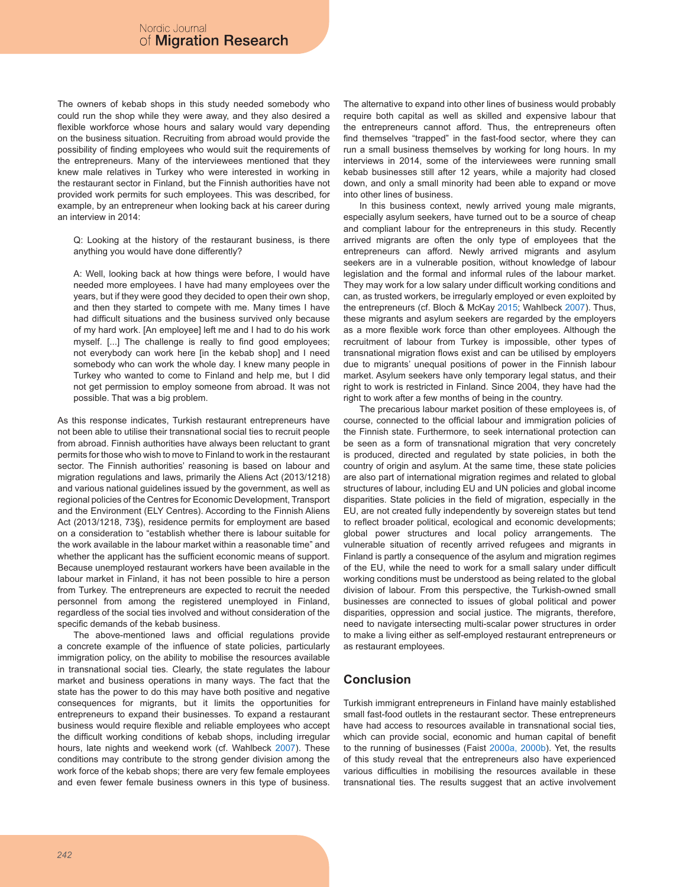The owners of kebab shops in this study needed somebody who could run the shop while they were away, and they also desired a flexible workforce whose hours and salary would vary depending on the business situation. Recruiting from abroad would provide the possibility of finding employees who would suit the requirements of the entrepreneurs. Many of the interviewees mentioned that they knew male relatives in Turkey who were interested in working in the restaurant sector in Finland, but the Finnish authorities have not provided work permits for such employees. This was described, for example, by an entrepreneur when looking back at his career during an interview in 2014:

> Q: Looking at the history of the restaurant business, is there anything you would have done differently?
>
> A: Well, looking back at how things were before, I would have needed more employees. I have had many employees over the years, but if they were good they decided to open their own shop, and then they started to compete with me. Many times I have had difficult situations and the business survived only because of my hard work. [An employee] left me and I had to do his work myself. [...] The challenge is really to find good employees; not everybody can work here [in the kebab shop] and I need somebody who can work the whole day. I knew many people in Turkey who wanted to come to Finland and help me, but I did not get permission to employ someone from abroad. It was not possible. That was a big problem.

As this response indicates, Turkish restaurant entrepreneurs have not been able to utilise their transnational social ties to recruit people from abroad. Finnish authorities have always been reluctant to grant permits for those who wish to move to Finland to work in the restaurant sector. The Finnish authorities' reasoning is based on labour and migration regulations and laws, primarily the Aliens Act (2013/1218) and various national guidelines issued by the government, as well as regional policies of the Centres for Economic Development, Transport and the Environment (ELY Centres). According to the Finnish Aliens Act (2013/1218, 73§), residence permits for employment are based on a consideration to "establish whether there is labour suitable for the work available in the labour market within a reasonable time" and whether the applicant has the sufficient economic means of support. Because unemployed restaurant workers have been available in the labour market in Finland, it has not been possible to hire a person from Turkey. The entrepreneurs are expected to recruit the needed personnel from among the registered unemployed in Finland, regardless of the social ties involved and without consideration of the specific demands of the kebab business.

The above-mentioned laws and official regulations provide a concrete example of the influence of state policies, particularly immigration policy, on the ability to mobilise the resources available in transnational social ties. Clearly, the state regulates the labour market and business operations in many ways. The fact that the state has the power to do this may have both positive and negative consequences for migrants, but it limits the opportunities for entrepreneurs to expand their businesses. To expand a restaurant business would require flexible and reliable employees who accept the difficult working conditions of kebab shops, including irregular hours, late nights and weekend work (cf. Wahlbeck 2007). These conditions may contribute to the strong gender division among the work force of the kebab shops; there are very few female employees and even fewer female business owners in this type of business. The alternative to expand into other lines of business would probably require both capital as well as skilled and expensive labour that the entrepreneurs cannot afford. Thus, the entrepreneurs often find themselves "trapped" in the fast-food sector, where they can run a small business themselves by working for long hours. In my interviews in 2014, some of the interviewees were running small kebab businesses still after 12 years, while a majority had closed down, and only a small minority had been able to expand or move into other lines of business.

In this business context, newly arrived young male migrants, especially asylum seekers, have turned out to be a source of cheap and compliant labour for the entrepreneurs in this study. Recently arrived migrants are often the only type of employees that the entrepreneurs can afford. Newly arrived migrants and asylum seekers are in a vulnerable position, without knowledge of labour legislation and the formal and informal rules of the labour market. They may work for a low salary under difficult working conditions and can, as trusted workers, be irregularly employed or even exploited by the entrepreneurs (cf. Bloch & McKay 2015; Wahlbeck 2007). Thus, these migrants and asylum seekers are regarded by the employers as a more flexible work force than other employees. Although the recruitment of labour from Turkey is impossible, other types of transnational migration flows exist and can be utilised by employers due to migrants' unequal positions of power in the Finnish labour market. Asylum seekers have only temporary legal status, and their right to work is restricted in Finland. Since 2004, they have had the right to work after a few months of being in the country.

The precarious labour market position of these employees is, of course, connected to the official labour and immigration policies of the Finnish state. Furthermore, to seek international protection can be seen as a form of transnational migration that very concretely is produced, directed and regulated by state policies, in both the country of origin and asylum. At the same time, these state policies are also part of international migration regimes and related to global structures of labour, including EU and UN policies and global income disparities. State policies in the field of migration, especially in the EU, are not created fully independently by sovereign states but tend to reflect broader political, ecological and economic developments; global power structures and local policy arrangements. The vulnerable situation of recently arrived refugees and migrants in Finland is partly a consequence of the asylum and migration regimes of the EU, while the need to work for a small salary under difficult working conditions must be understood as being related to the global division of labour. From this perspective, the Turkish-owned small businesses are connected to issues of global political and power disparities, oppression and social justice. The migrants, therefore, need to navigate intersecting multi-scalar power structures in order to make a living either as self-employed restaurant entrepreneurs or as restaurant employees.

## Conclusion

Turkish immigrant entrepreneurs in Finland have mainly established small fast-food outlets in the restaurant sector. These entrepreneurs have had access to resources available in transnational social ties, which can provide social, economic and human capital of benefit to the running of businesses (Faist 2000a, 2000b). Yet, the results of this study reveal that the entrepreneurs also have experienced various difficulties in mobilising the resources available in these transnational ties. The results suggest that an active involvement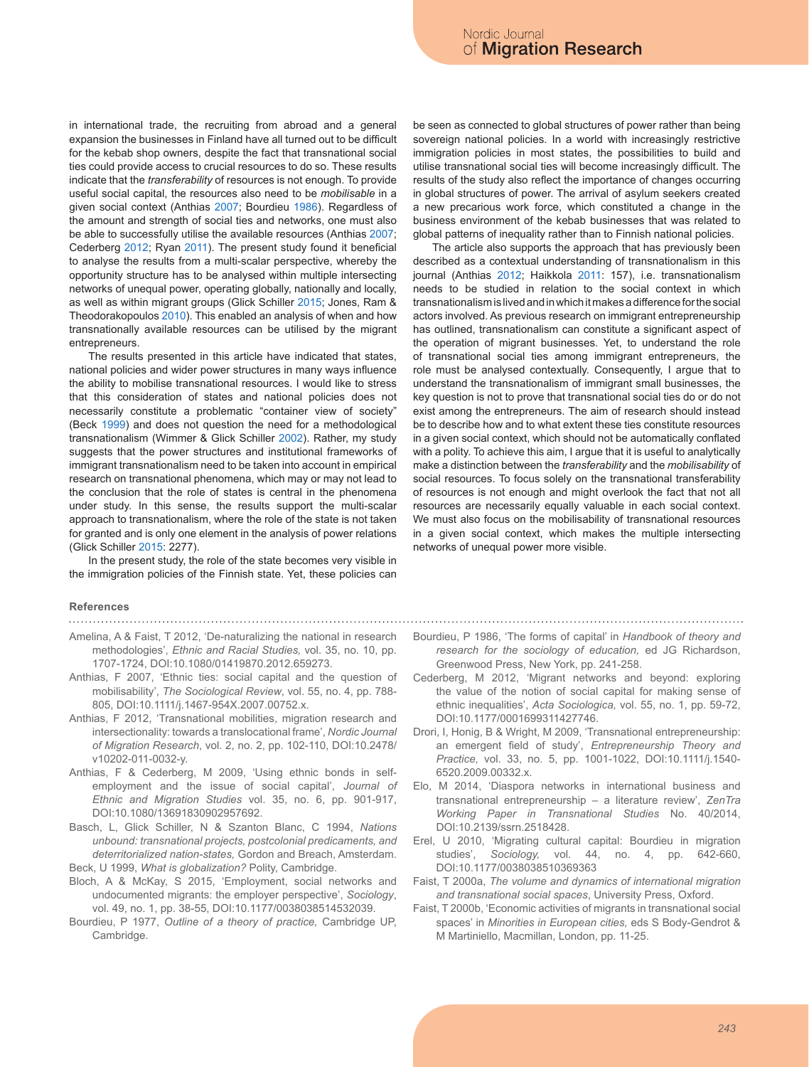in international trade, the recruiting from abroad and a general expansion the businesses in Finland have all turned out to be difficult for the kebab shop owners, despite the fact that transnational social ties could provide access to crucial resources to do so. These results indicate that the *transferability* of resources is not enough. To provide useful social capital, the resources also need to be *mobilisable* in a given social context (Anthias 2007; Bourdieu 1986). Regardless of the amount and strength of social ties and networks, one must also be able to successfully utilise the available resources (Anthias 2007; Cederberg 2012; Ryan 2011). The present study found it beneficial to analyse the results from a multi-scalar perspective, whereby the opportunity structure has to be analysed within multiple intersecting networks of unequal power, operating globally, nationally and locally, as well as within migrant groups (Glick Schiller 2015; Jones, Ram & Theodorakopoulos 2010). This enabled an analysis of when and how transnationally available resources can be utilised by the migrant entrepreneurs.

The results presented in this article have indicated that states, national policies and wider power structures in many ways influence the ability to mobilise transnational resources. I would like to stress that this consideration of states and national policies does not necessarily constitute a problematic “container view of society” (Beck 1999) and does not question the need for a methodological transnationalism (Wimmer & Glick Schiller 2002). Rather, my study suggests that the power structures and institutional frameworks of immigrant transnationalism need to be taken into account in empirical research on transnational phenomena, which may or may not lead to the conclusion that the role of states is central in the phenomena under study. In this sense, the results support the multi-scalar approach to transnationalism, where the role of the state is not taken for granted and is only one element in the analysis of power relations (Glick Schiller 2015: 2277).

In the present study, the role of the state becomes very visible in the immigration policies of the Finnish state. Yet, these policies can be seen as connected to global structures of power rather than being sovereign national policies. In a world with increasingly restrictive immigration policies in most states, the possibilities to build and utilise transnational social ties will become increasingly difficult. The results of the study also reflect the importance of changes occurring in global structures of power. The arrival of asylum seekers created a new precarious work force, which constituted a change in the business environment of the kebab businesses that was related to global patterns of inequality rather than to Finnish national policies.

The article also supports the approach that has previously been described as a contextual understanding of transnationalism in this journal (Anthias 2012; Haikkola 2011: 157), i.e. transnationalism needs to be studied in relation to the social context in which transnationalism is lived and in which it makes a difference for the social actors involved. As previous research on immigrant entrepreneurship has outlined, transnationalism can constitute a significant aspect of the operation of migrant businesses. Yet, to understand the role of transnational social ties among immigrant entrepreneurs, the role must be analysed contextually. Consequently, I argue that to understand the transnationalism of immigrant small businesses, the key question is not to prove that transnational social ties do or do not exist among the entrepreneurs. The aim of research should instead be to describe how and to what extent these ties constitute resources in a given social context, which should not be automatically conflated with a polity. To achieve this aim, I argue that it is useful to analytically make a distinction between the *transferability* and the *mobilisability* of social resources. To focus solely on the transnational transferability of resources is not enough and might overlook the fact that not all resources are necessarily equally valuable in each social context. We must also focus on the mobilisability of transnational resources in a given social context, which makes the multiple intersecting networks of unequal power more visible.

## References

Amelina, A & Faist, T 2012, ‘De-naturalizing the national in research methodologies’, *Ethnic and Racial Studies,* vol. 35, no. 10, pp. 1707-1724, DOI:10.1080/01419870.2012.659273.

Anthias, F 2007, ‘Ethnic ties: social capital and the question of mobilisability’, *The Sociological Review*, vol. 55, no. 4, pp. 788-805, DOI:10.1111/j.1467-954X.2007.00752.x.

Anthias, F 2012, ‘Transnational mobilities, migration research and intersectionality: towards a translocational frame’, *Nordic Journal of Migration Research*, vol. 2, no. 2, pp. 102-110, DOI:10.2478/v10202-011-0032-y.

Anthias, F & Cederberg, M 2009, ‘Using ethnic bonds in self-employment and the issue of social capital’, *Journal of Ethnic and Migration Studies* vol. 35, no. 6, pp. 901-917, DOI:10.1080/13691830902957692.

Basch, L, Glick Schiller, N & Szanton Blanc, C 1994, *Nations unbound: transnational projects, postcolonial predicaments, and deterritorialized nation-states,* Gordon and Breach, Amsterdam.

Beck, U 1999, *What is globalization?* Polity, Cambridge.

Bloch, A & McKay, S 2015, ‘Employment, social networks and undocumented migrants: the employer perspective’, *Sociology*, vol. 49, no. 1, pp. 38-55, DOI:10.1177/0038038514532039.

Bourdieu, P 1977, *Outline of a theory of practice,* Cambridge UP, Cambridge.

Bourdieu, P 1986, ‘The forms of capital’ in *Handbook of theory and research for the sociology of education,* ed JG Richardson, Greenwood Press, New York, pp. 241-258.

Cederberg, M 2012, ‘Migrant networks and beyond: exploring the value of the notion of social capital for making sense of ethnic inequalities’, *Acta Sociologica,* vol. 55, no. 1, pp. 59-72, DOI:10.1177/0001699311427746.

Drori, I, Honig, B & Wright, M 2009, ‘Transnational entrepreneurship: an emergent field of study’, *Entrepreneurship Theory and Practice,* vol. 33, no. 5, pp. 1001-1022, DOI:10.1111/j.1540-6520.2009.00332.x.

Elo, M 2014, ‘Diaspora networks in international business and transnational entrepreneurship – a literature review’, *ZenTra Working Paper in Transnational Studies* No. 40/2014, DOI:10.2139/ssrn.2518428.

Erel, U 2010, ‘Migrating cultural capital: Bourdieu in migration studies’, *Sociology,* vol. 44, no. 4, pp. 642-660, DOI:10.1177/0038038510369363

Faist, T 2000a, *The volume and dynamics of international migration and transnational social spaces*, University Press, Oxford.

Faist, T 2000b, ‘Economic activities of migrants in transnational social spaces’ in *Minorities in European cities,* eds S Body-Gendrot & M Martiniello, Macmillan, London, pp. 11-25.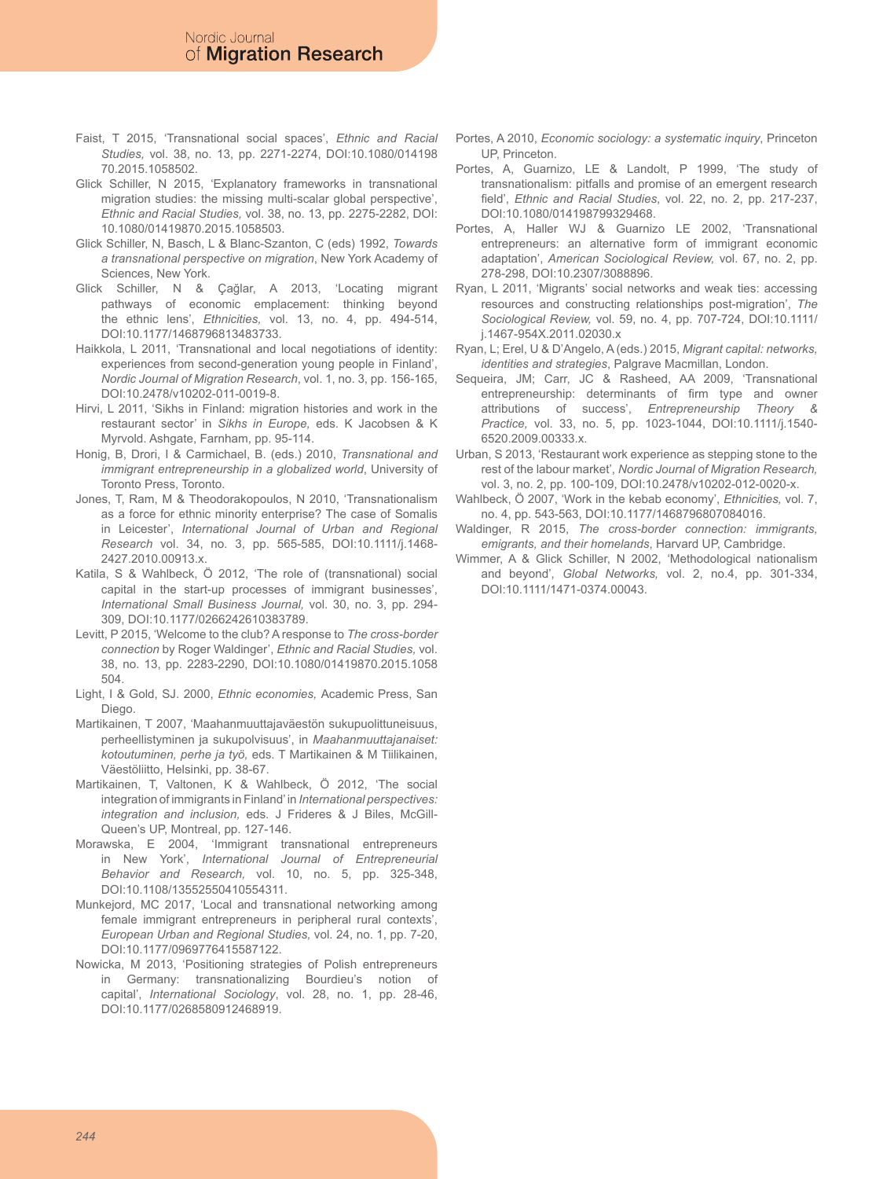Faist, T 2015, 'Transnational social spaces', *Ethnic and Racial Studies,* vol. 38, no. 13, pp. 2271-2274, DOI:10.1080/01419870.2015.1058502.

Glick Schiller, N 2015, 'Explanatory frameworks in transnational migration studies: the missing multi-scalar global perspective', *Ethnic and Racial Studies,* vol. 38, no. 13, pp. 2275-2282, DOI: 10.1080/01419870.2015.1058503.

Glick Schiller, N, Basch, L & Blanc-Szanton, C (eds) 1992, *Towards a transnational perspective on migration*, New York Academy of Sciences, New York.

Glick Schiller, N & Çağlar, A 2013, 'Locating migrant pathways of economic emplacement: thinking beyond the ethnic lens', *Ethnicities,* vol. 13, no. 4, pp. 494-514, DOI:10.1177/1468796813483733.

Haikkola, L 2011, 'Transnational and local negotiations of identity: experiences from second-generation young people in Finland', *Nordic Journal of Migration Research*, vol. 1, no. 3, pp. 156-165, DOI:10.2478/v10202-011-0019-8.

Hirvi, L 2011, 'Sikhs in Finland: migration histories and work in the restaurant sector' in *Sikhs in Europe,* eds. K Jacobsen & K Myrvold. Ashgate, Farnham, pp. 95-114.

Honig, B, Drori, I & Carmichael, B. (eds.) 2010, *Transnational and immigrant entrepreneurship in a globalized world*, University of Toronto Press, Toronto.

Jones, T, Ram, M & Theodorakopoulos, N 2010, 'Transnationalism as a force for ethnic minority enterprise? The case of Somalis in Leicester', *International Journal of Urban and Regional Research* vol. 34, no. 3, pp. 565-585, DOI:10.1111/j.1468-2427.2010.00913.x.

Katila, S & Wahlbeck, Ö 2012, 'The role of (transnational) social capital in the start-up processes of immigrant businesses', *International Small Business Journal,* vol. 30, no. 3, pp. 294-309, DOI:10.1177/0266242610383789.

Levitt, P 2015, 'Welcome to the club? A response to *The cross-border connection* by Roger Waldinger', *Ethnic and Racial Studies,* vol. 38, no. 13, pp. 2283-2290, DOI:10.1080/01419870.2015.1058504.

Light, I & Gold, SJ. 2000, *Ethnic economies,* Academic Press, San Diego.

Martikainen, T 2007, 'Maahanmuuttajaväestön sukupuolittuneisuus, perheellistyminen ja sukupolvisuus', in *Maahanmuuttajanaiset: kotoutuminen, perhe ja työ,* eds. T Martikainen & M Tiilikainen, Väestöliitto, Helsinki, pp. 38-67.

Martikainen, T, Valtonen, K & Wahlbeck, Ö 2012, 'The social integration of immigrants in Finland' in *International perspectives: integration and inclusion,* eds. J Frideres & J Biles, McGill-Queen's UP, Montreal, pp. 127-146.

Morawska, E 2004, 'Immigrant transnational entrepreneurs in New York', *International Journal of Entrepreneurial Behavior and Research,* vol. 10, no. 5, pp. 325-348, DOI:10.1108/13552550410554311.

Munkejord, MC 2017, 'Local and transnational networking among female immigrant entrepreneurs in peripheral rural contexts', *European Urban and Regional Studies,* vol. 24, no. 1, pp. 7-20, DOI:10.1177/0969776415587122.

Nowicka, M 2013, 'Positioning strategies of Polish entrepreneurs in Germany: transnationalizing Bourdieu's notion of capital', *International Sociology*, vol. 28, no. 1, pp. 28-46, DOI:10.1177/0268580912468919.

Portes, A 2010, *Economic sociology: a systematic inquiry*, Princeton UP, Princeton.

Portes, A, Guarnizo, LE & Landolt, P 1999, 'The study of transnationalism: pitfalls and promise of an emergent research field', *Ethnic and Racial Studies*, vol. 22, no. 2, pp. 217-237, DOI:10.1080/014198799329468.

Portes, A, Haller WJ & Guarnizo LE 2002, 'Transnational entrepreneurs: an alternative form of immigrant economic adaptation', *American Sociological Review,* vol. 67, no. 2, pp. 278-298, DOI:10.2307/3088896.

Ryan, L 2011, 'Migrants' social networks and weak ties: accessing resources and constructing relationships post-migration', *The Sociological Review,* vol. 59, no. 4, pp. 707-724, DOI:10.1111/j.1467-954X.2011.02030.x

Ryan, L; Erel, U & D'Angelo, A (eds.) 2015, *Migrant capital: networks, identities and strategies*, Palgrave Macmillan, London.

Sequeira, JM; Carr, JC & Rasheed, AA 2009, 'Transnational entrepreneurship: determinants of firm type and owner attributions of success', *Entrepreneurship Theory & Practice,* vol. 33, no. 5, pp. 1023-1044, DOI:10.1111/j.1540-6520.2009.00333.x.

Urban, S 2013, 'Restaurant work experience as stepping stone to the rest of the labour market', *Nordic Journal of Migration Research,* vol. 3, no. 2, pp. 100-109, DOI:10.2478/v10202-012-0020-x.

Wahlbeck, Ö 2007, 'Work in the kebab economy', *Ethnicities,* vol. 7, no. 4, pp. 543-563, DOI:10.1177/1468796807084016.

Waldinger, R 2015, *The cross-border connection: immigrants, emigrants, and their homelands*, Harvard UP, Cambridge.

Wimmer, A & Glick Schiller, N 2002, 'Methodological nationalism and beyond', *Global Networks,* vol. 2, no.4, pp. 301-334, DOI:10.1111/1471-0374.00043.